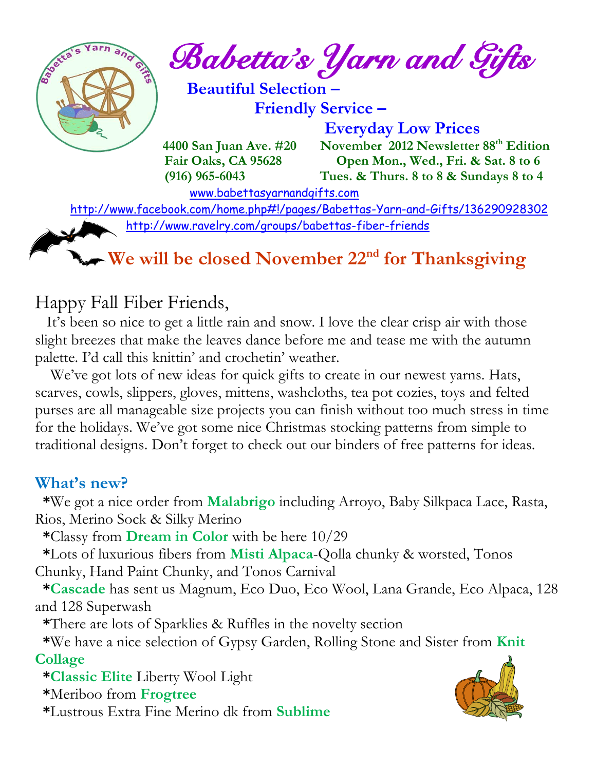# Babetta's Yarn and Gifts

**Beautiful Selection –**
**Friendly Service –**
**Everyday Low Prices**

**4400 San Juan Ave. #20**
**Fair Oaks, CA 95628**
**(916) 965-6043**

**November 2012 Newsletter 88th Edition**
**Open Mon., Wed., Fri. & Sat. 8 to 6**
**Tues. & Thurs. 8 to 8 & Sundays 8 to 4**

www.babettasyarnandgifts.com
http://www.facebook.com/home.php#!/pages/Babettas-Yarn-and-Gifts/136290928302
http://www.ravelry.com/groups/babettas-fiber-friends

## We will be closed November 22nd for Thanksgiving

Happy Fall Fiber Friends,

It's been so nice to get a little rain and snow. I love the clear crisp air with those slight breezes that make the leaves dance before me and tease me with the autumn palette. I'd call this knittin' and crochetin' weather.

We've got lots of new ideas for quick gifts to create in our newest yarns. Hats, scarves, cowls, slippers, gloves, mittens, washcloths, tea pot cozies, toys and felted purses are all manageable size projects you can finish without too much stress in time for the holidays. We've got some nice Christmas stocking patterns from simple to traditional designs. Don't forget to check out our binders of free patterns for ideas.

### What's new?

*We got a nice order from **Malabrigo** including Arroyo, Baby Silkpaca Lace, Rasta, Rios, Merino Sock & Silky Merino

*Classy from **Dream in Color** with be here 10/29

*Lots of luxurious fibers from **Misti Alpaca**-Qolla chunky & worsted, Tonos Chunky, Hand Paint Chunky, and Tonos Carnival

***Cascade** has sent us Magnum, Eco Duo, Eco Wool, Lana Grande, Eco Alpaca, 128 and 128 Superwash

*There are lots of Sparklies & Ruffles in the novelty section

*We have a nice selection of Gypsy Garden, Rolling Stone and Sister from **Knit Collage**

***Classic Elite** Liberty Wool Light

*Meriboo from **Frogtree**

*Lustrous Extra Fine Merino dk from **Sublime**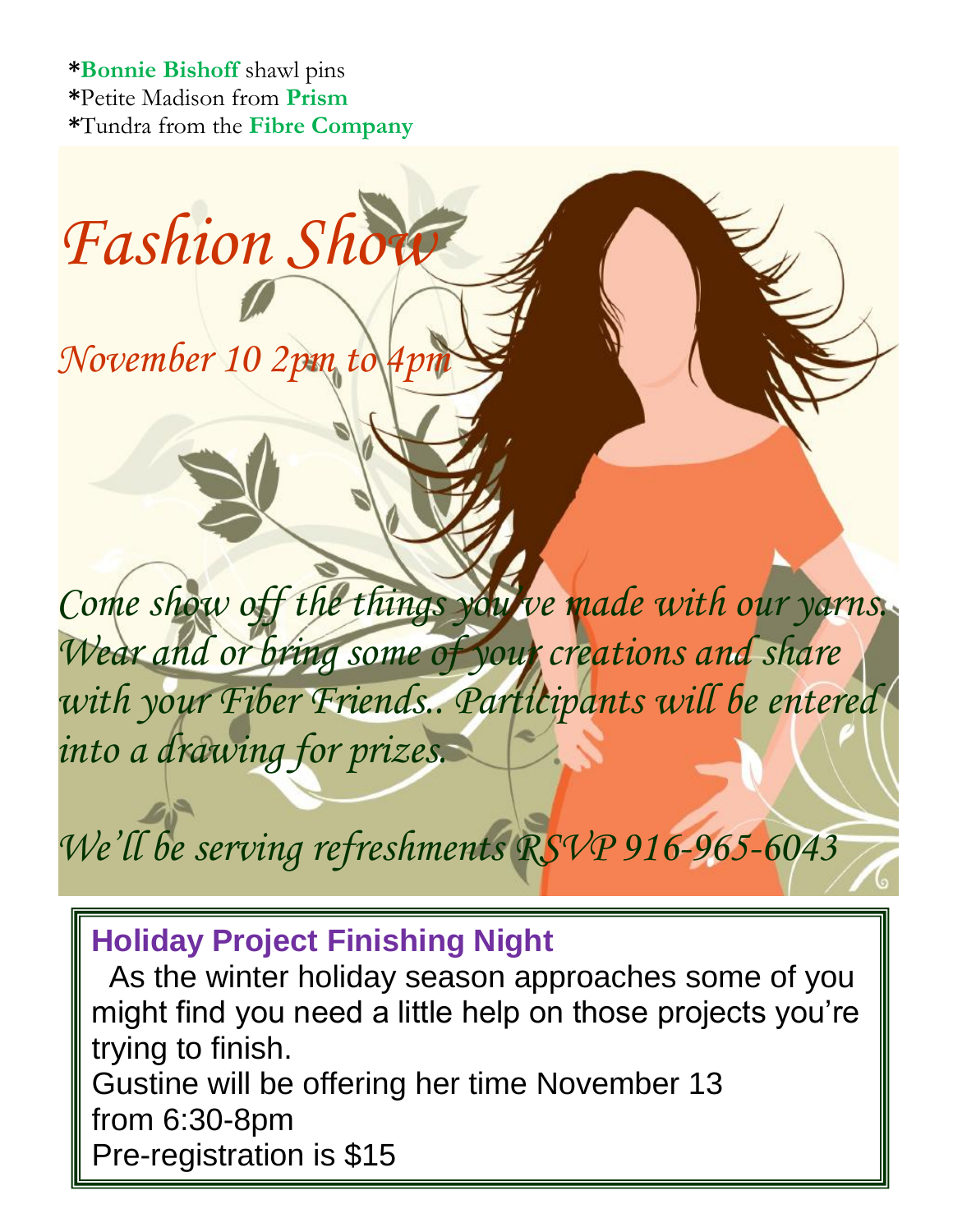*​**Bonnie Bishoff** shawl pins
*Petite Madison from **Prism**
*Tundra from the **Fibre Company**

# *Fashion Show*

*November 10 2pm to 4pm*

*Come show off the things you've made with our yarns. Wear and or bring some of your creations and share with your Fiber Friends.. Participants will be entered into a drawing for prizes.*

*We'll be serving refreshments RSVP 916-965-6043*

## Holiday Project Finishing Night

As the winter holiday season approaches some of you might find you need a little help on those projects you're trying to finish.

Gustine will be offering her time November 13 from 6:30-8pm

Pre-registration is $15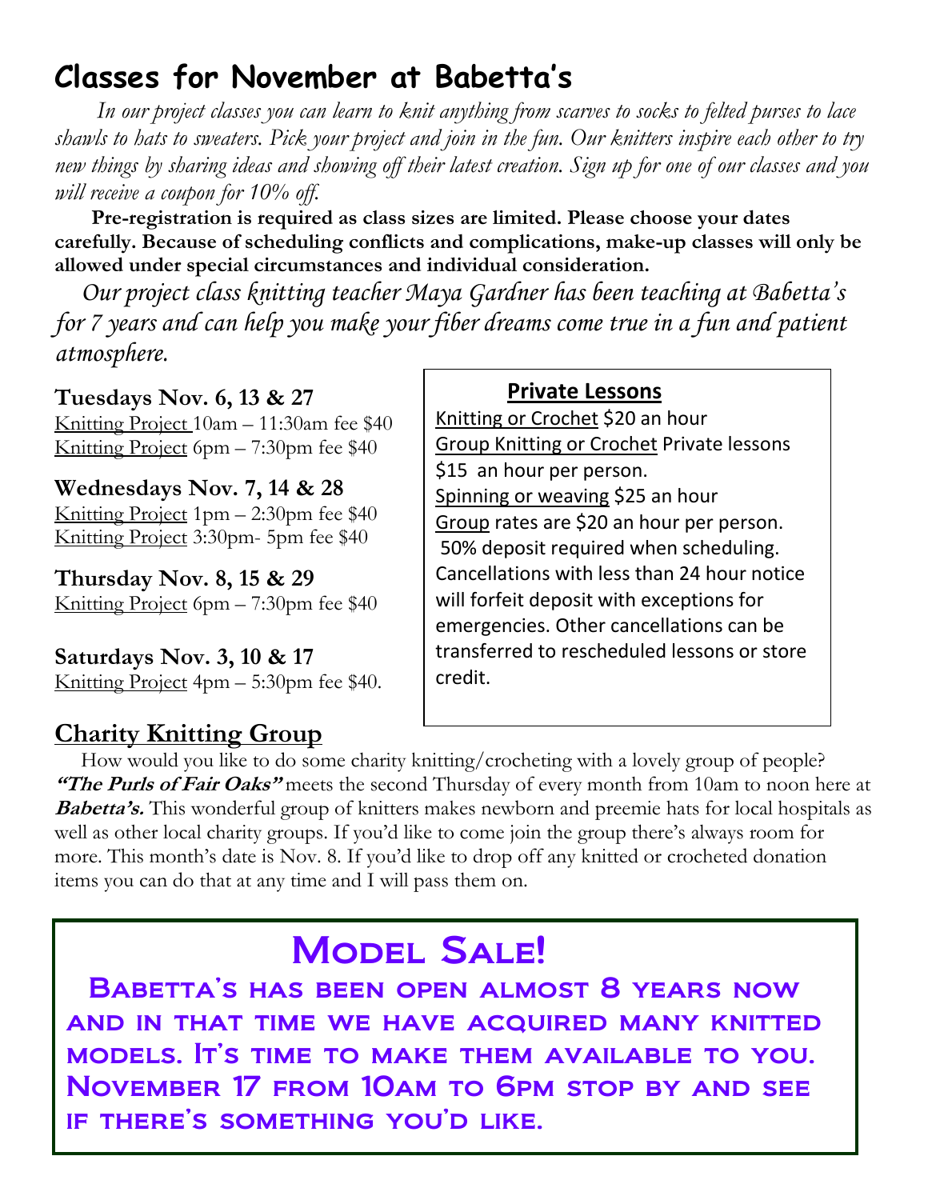# Classes for November at Babetta's

*In our project classes you can learn to knit anything from scarves to socks to felted purses to lace shawls to hats to sweaters. Pick your project and join in the fun. Our knitters inspire each other to try new things by sharing ideas and showing off their latest creation. Sign up for one of our classes and you will receive a coupon for 10% off.*

**Pre-registration is required as class sizes are limited. Please choose your dates carefully. Because of scheduling conflicts and complications, make-up classes will only be allowed under special circumstances and individual consideration.**

*Our project class knitting teacher Maya Gardner has been teaching at Babetta's for 7 years and can help you make your fiber dreams come true in a fun and patient atmosphere.*

**Tuesdays Nov. 6, 13 & 27**
Knitting Project 10am – 11:30am fee $40
Knitting Project 6pm – 7:30pm fee $40

**Wednesdays Nov. 7, 14 & 28**
Knitting Project 1pm – 2:30pm fee $40
Knitting Project 3:30pm- 5pm fee $40

**Thursday Nov. 8, 15 & 29**
Knitting Project 6pm – 7:30pm fee $40

**Saturdays Nov. 3, 10 & 17**
Knitting Project 4pm – 5:30pm fee $40.

## Private Lessons

Knitting or Crochet $20 an hour
Group Knitting or Crochet Private lessons $15 an hour per person.
Spinning or weaving $25 an hour
Group rates are $20 an hour per person.
50% deposit required when scheduling. Cancellations with less than 24 hour notice will forfeit deposit with exceptions for emergencies. Other cancellations can be transferred to rescheduled lessons or store credit.

## Charity Knitting Group

How would you like to do some charity knitting/crocheting with a lovely group of people? ***"The Purls of Fair Oaks"*** meets the second Thursday of every month from 10am to noon here at ***Babetta's.*** This wonderful group of knitters makes newborn and preemie hats for local hospitals as well as other local charity groups. If you'd like to come join the group there's always room for more. This month's date is Nov. 8. If you'd like to drop off any knitted or crocheted donation items you can do that at any time and I will pass them on.

## Model Sale!

Babetta's has been open almost 8 years now and in that time we have acquired many knitted models. It's time to make them available to you. November 17 from 10am to 6pm stop by and see if there's something you'd like.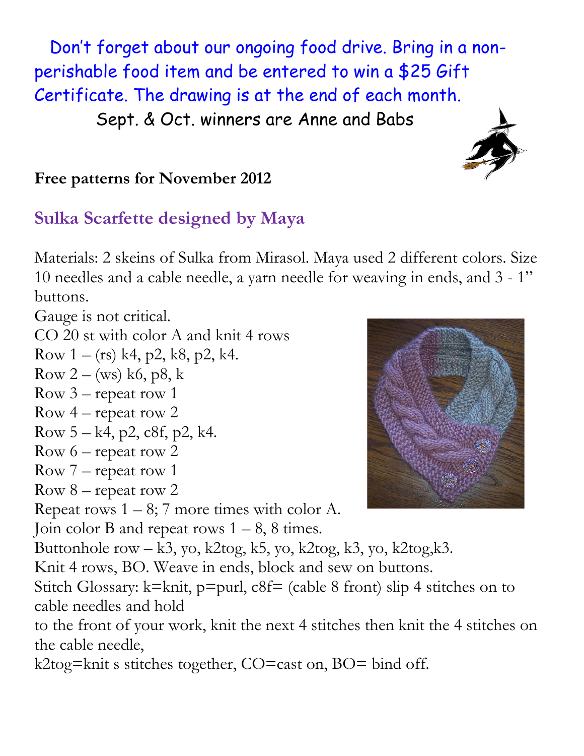Don’t forget about our ongoing food drive. Bring in a non-perishable food item and be entered to win a $25 Gift Certificate. The drawing is at the end of each month.

Sept. & Oct. winners are Anne and Babs

**Free patterns for November 2012**

## Sulka Scarfette designed by Maya

Materials: 2 skeins of Sulka from Mirasol. Maya used 2 different colors. Size 10 needles and a cable needle, a yarn needle for weaving in ends, and 3 - 1” buttons.

Gauge is not critical.

CO 20 st with color A and knit 4 rows

Row 1 – (rs) k4, p2, k8, p2, k4.

Row 2 – (ws) k6, p8, k

Row 3 – repeat row 1

Row 4 – repeat row 2

Row 5 – k4, p2, c8f, p2, k4.

Row 6 – repeat row 2

Row 7 – repeat row 1

Row 8 – repeat row 2

Repeat rows 1 – 8; 7 more times with color A.

Join color B and repeat rows 1 – 8, 8 times.

Buttonhole row – k3, yo, k2tog, k5, yo, k2tog, k3, yo, k2tog,k3.

Knit 4 rows, BO. Weave in ends, block and sew on buttons.

Stitch Glossary: k=knit, p=purl, c8f= (cable 8 front) slip 4 stitches on to cable needles and hold to the front of your work, knit the next 4 stitches then knit the 4 stitches on the cable needle,

k2tog=knit s stitches together, CO=cast on, BO= bind off.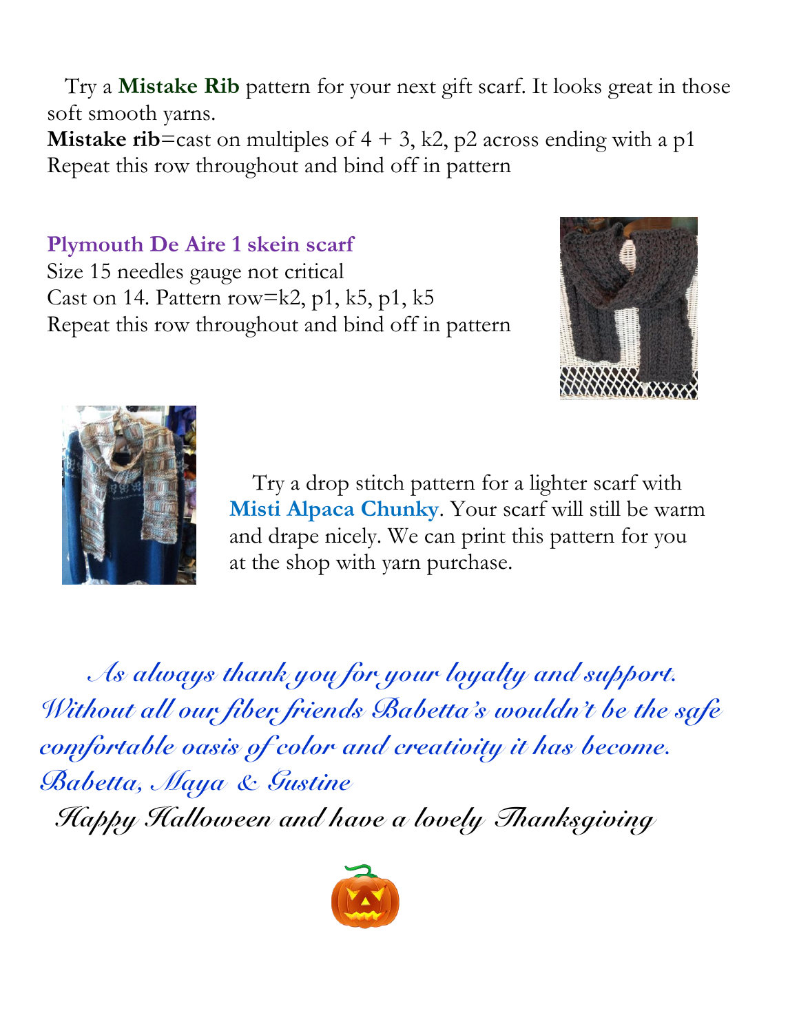Try a **Mistake Rib** pattern for your next gift scarf. It looks great in those soft smooth yarns.

**Mistake rib**=cast on multiples of 4 + 3, k2, p2 across ending with a p1
Repeat this row throughout and bind off in pattern

**Plymouth De Aire 1 skein scarf**
Size 15 needles gauge not critical
Cast on 14. Pattern row=k2, p1, k5, p1, k5
Repeat this row throughout and bind off in pattern

Try a drop stitch pattern for a lighter scarf with **Misti Alpaca Chunky**. Your scarf will still be warm and drape nicely. We can print this pattern for you at the shop with yarn purchase.

*As always thank you for your loyalty and support. Without all our fiber friends Babetta's wouldn't be the safe comfortable oasis of color and creativity it has become.*
*Babetta, Maya & Gustine*

*Happy Halloween and have a lovely Thanksgiving*